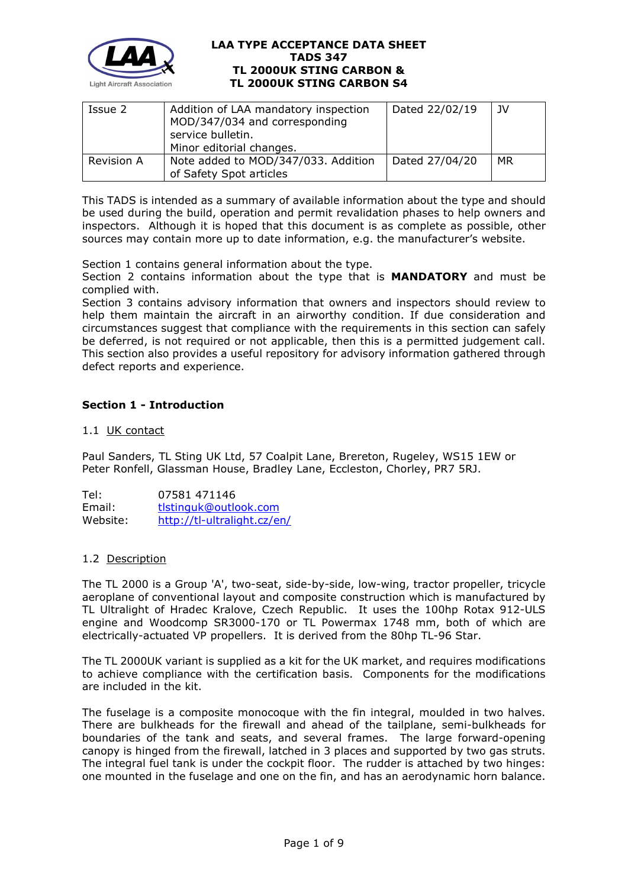# LAA TYPE ACCEPTANCE DATA SHEET
# TADS 347
# TL 2000UK STING CARBON & TL 2000UK STING CARBON S4

| Issue 2 | Addition of LAA mandatory inspection MOD/347/034 and corresponding service bulletin. Minor editorial changes. | Dated 22/02/19 | JV |
|---|---|---|---|
| Revision A | Note added to MOD/347/033. Addition of Safety Spot articles | Dated 27/04/20 | MR |

This TADS is intended as a summary of available information about the type and should be used during the build, operation and permit revalidation phases to help owners and inspectors. Although it is hoped that this document is as complete as possible, other sources may contain more up to date information, e.g. the manufacturer's website.

Section 1 contains general information about the type.
Section 2 contains information about the type that is **MANDATORY** and must be complied with.
Section 3 contains advisory information that owners and inspectors should review to help them maintain the aircraft in an airworthy condition. If due consideration and circumstances suggest that compliance with the requirements in this section can safely be deferred, is not required or not applicable, then this is a permitted judgement call. This section also provides a useful repository for advisory information gathered through defect reports and experience.

## Section 1 - Introduction

### 1.1 UK contact

Paul Sanders, TL Sting UK Ltd, 57 Coalpit Lane, Brereton, Rugeley, WS15 1EW or Peter Ronfell, Glassman House, Bradley Lane, Eccleston, Chorley, PR7 5RJ.

Tel: 07581 471146
Email: tlstinguk@outlook.com
Website: http://tl-ultralight.cz/en/

### 1.2 Description

The TL 2000 is a Group 'A', two-seat, side-by-side, low-wing, tractor propeller, tricycle aeroplane of conventional layout and composite construction which is manufactured by TL Ultralight of Hradec Kralove, Czech Republic. It uses the 100hp Rotax 912-ULS engine and Woodcomp SR3000-170 or TL Powermax 1748 mm, both of which are electrically-actuated VP propellers. It is derived from the 80hp TL-96 Star.

The TL 2000UK variant is supplied as a kit for the UK market, and requires modifications to achieve compliance with the certification basis. Components for the modifications are included in the kit.

The fuselage is a composite monocoque with the fin integral, moulded in two halves. There are bulkheads for the firewall and ahead of the tailplane, semi-bulkheads for boundaries of the tank and seats, and several frames. The large forward-opening canopy is hinged from the firewall, latched in 3 places and supported by two gas struts. The integral fuel tank is under the cockpit floor. The rudder is attached by two hinges: one mounted in the fuselage and one on the fin, and has an aerodynamic horn balance.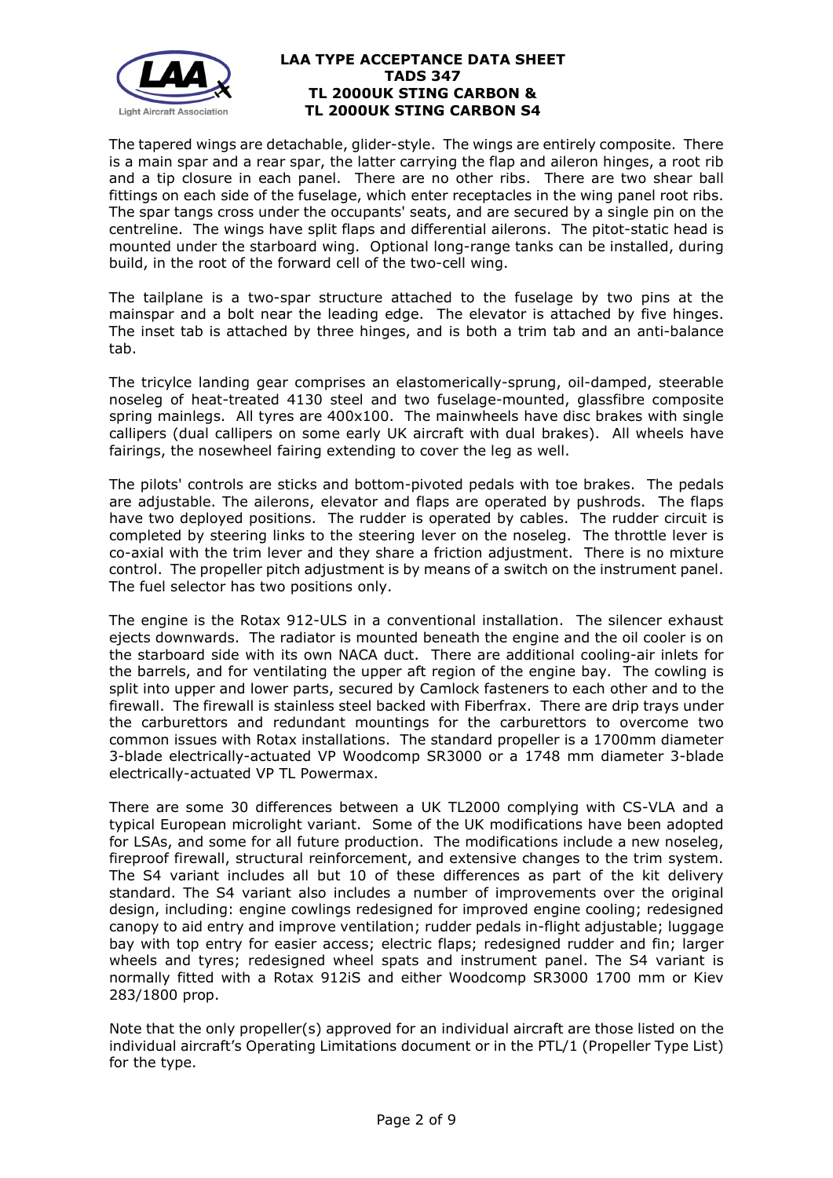The tapered wings are detachable, glider-style. The wings are entirely composite. There is a main spar and a rear spar, the latter carrying the flap and aileron hinges, a root rib and a tip closure in each panel. There are no other ribs. There are two shear ball fittings on each side of the fuselage, which enter receptacles in the wing panel root ribs. The spar tangs cross under the occupants' seats, and are secured by a single pin on the centreline. The wings have split flaps and differential ailerons. The pitot-static head is mounted under the starboard wing. Optional long-range tanks can be installed, during build, in the root of the forward cell of the two-cell wing.

The tailplane is a two-spar structure attached to the fuselage by two pins at the mainspar and a bolt near the leading edge. The elevator is attached by five hinges. The inset tab is attached by three hinges, and is both a trim tab and an anti-balance tab.

The tricylce landing gear comprises an elastomerically-sprung, oil-damped, steerable noseleg of heat-treated 4130 steel and two fuselage-mounted, glassfibre composite spring mainlegs. All tyres are 400x100. The mainwheels have disc brakes with single callipers (dual callipers on some early UK aircraft with dual brakes). All wheels have fairings, the nosewheel fairing extending to cover the leg as well.

The pilots' controls are sticks and bottom-pivoted pedals with toe brakes. The pedals are adjustable. The ailerons, elevator and flaps are operated by pushrods. The flaps have two deployed positions. The rudder is operated by cables. The rudder circuit is completed by steering links to the steering lever on the noseleg. The throttle lever is co-axial with the trim lever and they share a friction adjustment. There is no mixture control. The propeller pitch adjustment is by means of a switch on the instrument panel. The fuel selector has two positions only.

The engine is the Rotax 912-ULS in a conventional installation. The silencer exhaust ejects downwards. The radiator is mounted beneath the engine and the oil cooler is on the starboard side with its own NACA duct. There are additional cooling-air inlets for the barrels, and for ventilating the upper aft region of the engine bay. The cowling is split into upper and lower parts, secured by Camlock fasteners to each other and to the firewall. The firewall is stainless steel backed with Fiberfrax. There are drip trays under the carburettors and redundant mountings for the carburettors to overcome two common issues with Rotax installations. The standard propeller is a 1700mm diameter 3-blade electrically-actuated VP Woodcomp SR3000 or a 1748 mm diameter 3-blade electrically-actuated VP TL Powermax.

There are some 30 differences between a UK TL2000 complying with CS-VLA and a typical European microlight variant. Some of the UK modifications have been adopted for LSAs, and some for all future production. The modifications include a new noseleg, fireproof firewall, structural reinforcement, and extensive changes to the trim system. The S4 variant includes all but 10 of these differences as part of the kit delivery standard. The S4 variant also includes a number of improvements over the original design, including: engine cowlings redesigned for improved engine cooling; redesigned canopy to aid entry and improve ventilation; rudder pedals in-flight adjustable; luggage bay with top entry for easier access; electric flaps; redesigned rudder and fin; larger wheels and tyres; redesigned wheel spats and instrument panel. The S4 variant is normally fitted with a Rotax 912iS and either Woodcomp SR3000 1700 mm or Kiev 283/1800 prop.

Note that the only propeller(s) approved for an individual aircraft are those listed on the individual aircraft's Operating Limitations document or in the PTL/1 (Propeller Type List) for the type.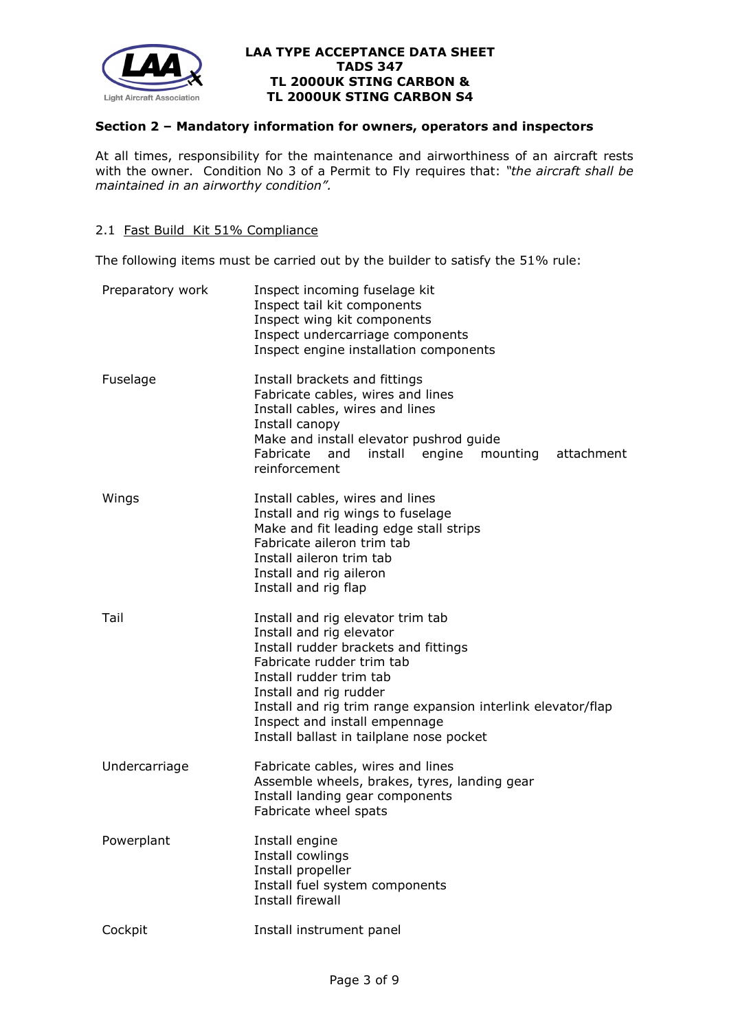### Section 2 – Mandatory information for owners, operators and inspectors

At all times, responsibility for the maintenance and airworthiness of an aircraft rests with the owner. Condition No 3 of a Permit to Fly requires that: *"the aircraft shall be maintained in an airworthy condition".*

#### 2.1 Fast Build Kit 51% Compliance

The following items must be carried out by the builder to satisfy the 51% rule:

| | |
|---|---|
| Preparatory work | Inspect incoming fuselage kit<br>Inspect tail kit components<br>Inspect wing kit components<br>Inspect undercarriage components<br>Inspect engine installation components |
| Fuselage | Install brackets and fittings<br>Fabricate cables, wires and lines<br>Install cables, wires and lines<br>Install canopy<br>Make and install elevator pushrod guide<br>Fabricate and install engine mounting attachment reinforcement |
| Wings | Install cables, wires and lines<br>Install and rig wings to fuselage<br>Make and fit leading edge stall strips<br>Fabricate aileron trim tab<br>Install aileron trim tab<br>Install and rig aileron<br>Install and rig flap |
| Tail | Install and rig elevator trim tab<br>Install and rig elevator<br>Install rudder brackets and fittings<br>Fabricate rudder trim tab<br>Install rudder trim tab<br>Install and rig rudder<br>Install and rig trim range expansion interlink elevator/flap<br>Inspect and install empennage<br>Install ballast in tailplane nose pocket |
| Undercarriage | Fabricate cables, wires and lines<br>Assemble wheels, brakes, tyres, landing gear<br>Install landing gear components<br>Fabricate wheel spats |
| Powerplant | Install engine<br>Install cowlings<br>Install propeller<br>Install fuel system components<br>Install firewall |
| Cockpit | Install instrument panel |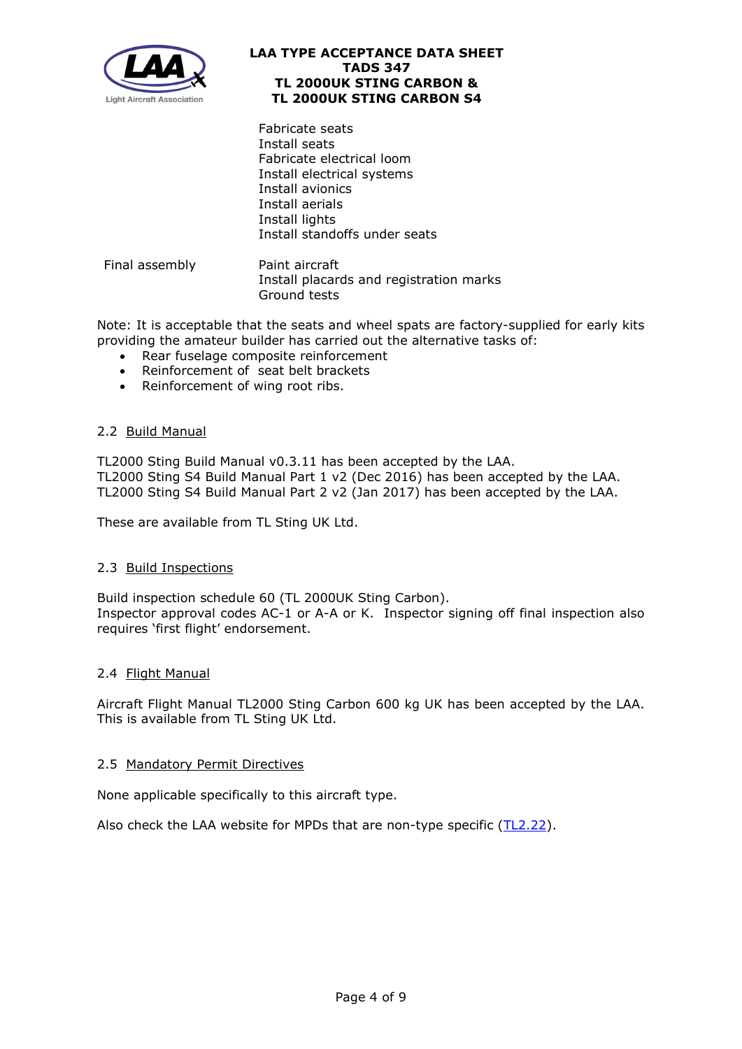| | |
|---|---|
| | Fabricate seats<br>Install seats<br>Fabricate electrical loom<br>Install electrical systems<br>Install avionics<br>Install aerials<br>Install lights<br>Install standoffs under seats |
| Final assembly | Paint aircraft<br>Install placards and registration marks<br>Ground tests |

Note: It is acceptable that the seats and wheel spats are factory-supplied for early kits providing the amateur builder has carried out the alternative tasks of:

- Rear fuselage composite reinforcement
- Reinforcement of seat belt brackets
- Reinforcement of wing root ribs.

### 2.2 Build Manual

TL2000 Sting Build Manual v0.3.11 has been accepted by the LAA.
TL2000 Sting S4 Build Manual Part 1 v2 (Dec 2016) has been accepted by the LAA.
TL2000 Sting S4 Build Manual Part 2 v2 (Jan 2017) has been accepted by the LAA.

These are available from TL Sting UK Ltd.

### 2.3 Build Inspections

Build inspection schedule 60 (TL 2000UK Sting Carbon).
Inspector approval codes AC-1 or A-A or K. Inspector signing off final inspection also requires 'first flight' endorsement.

### 2.4 Flight Manual

Aircraft Flight Manual TL2000 Sting Carbon 600 kg UK has been accepted by the LAA. This is available from TL Sting UK Ltd.

### 2.5 Mandatory Permit Directives

None applicable specifically to this aircraft type.

Also check the LAA website for MPDs that are non-type specific (TL2.22).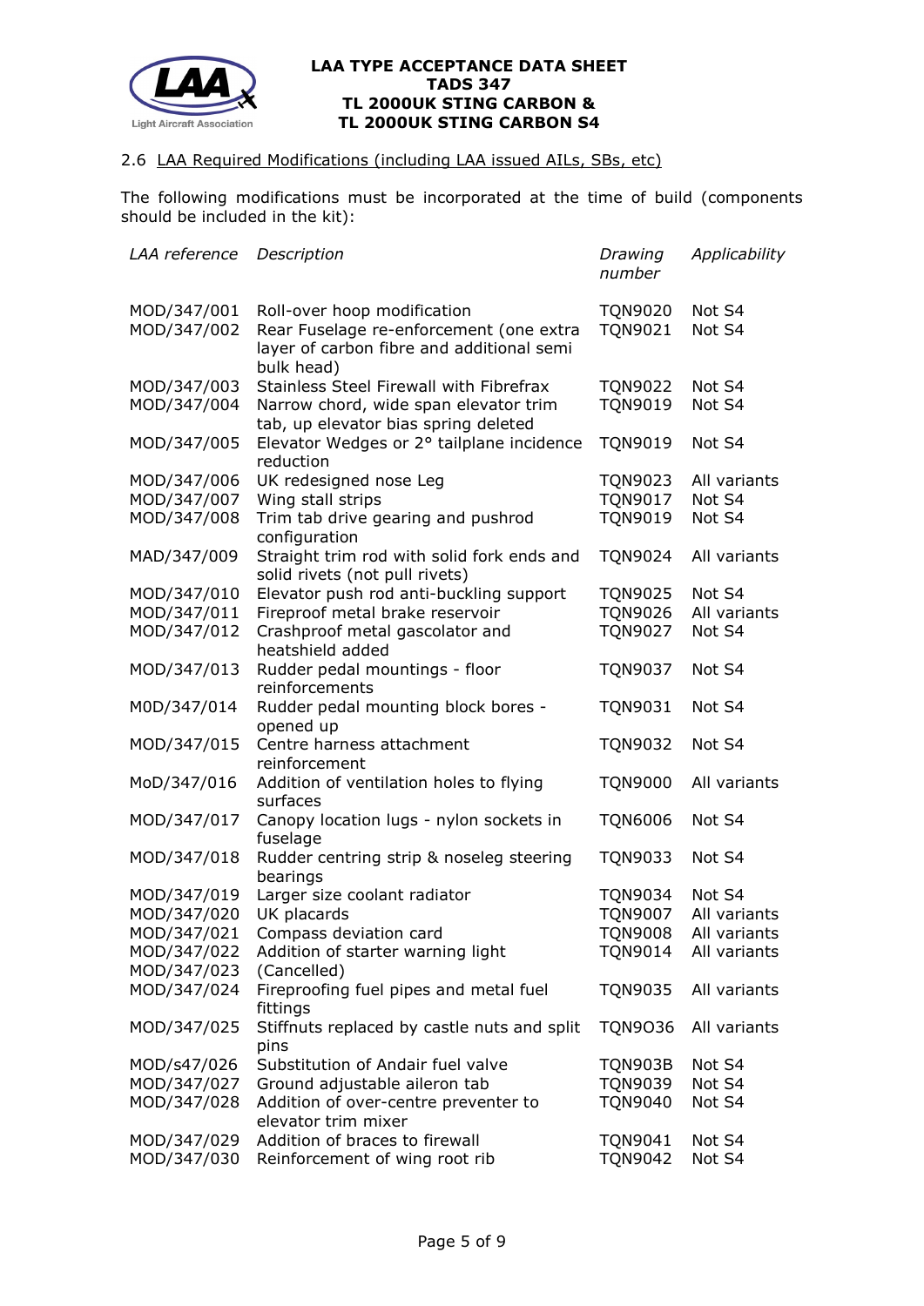### 2.6 LAA Required Modifications (including LAA issued AILs, SBs, etc)

The following modifications must be incorporated at the time of build (components should be included in the kit):

| *LAA reference* | *Description* | *Drawing number* | *Applicability* |
|---|---|---|---|
| MOD/347/001 | Roll-over hoop modification | TQN9020 | Not S4 |
| MOD/347/002 | Rear Fuselage re-enforcement (one extra layer of carbon fibre and additional semi bulk head) | TQN9021 | Not S4 |
| MOD/347/003 | Stainless Steel Firewall with Fibrefrax | TQN9022 | Not S4 |
| MOD/347/004 | Narrow chord, wide span elevator trim tab, up elevator bias spring deleted | TQN9019 | Not S4 |
| MOD/347/005 | Elevator Wedges or 2° tailplane incidence reduction | TQN9019 | Not S4 |
| MOD/347/006 | UK redesigned nose Leg | TQN9023 | All variants |
| MOD/347/007 | Wing stall strips | TQN9017 | Not S4 |
| MOD/347/008 | Trim tab drive gearing and pushrod configuration | TQN9019 | Not S4 |
| MAD/347/009 | Straight trim rod with solid fork ends and solid rivets (not pull rivets) | TQN9024 | All variants |
| MOD/347/010 | Elevator push rod anti-buckling support | TQN9025 | Not S4 |
| MOD/347/011 | Fireproof metal brake reservoir | TQN9026 | All variants |
| MOD/347/012 | Crashproof metal gascolator and heatshield added | TQN9027 | Not S4 |
| MOD/347/013 | Rudder pedal mountings - floor reinforcements | TQN9037 | Not S4 |
| M0D/347/014 | Rudder pedal mounting block bores - opened up | TQN9031 | Not S4 |
| MOD/347/015 | Centre harness attachment reinforcement | TQN9032 | Not S4 |
| MoD/347/016 | Addition of ventilation holes to flying surfaces | TQN9000 | All variants |
| MOD/347/017 | Canopy location lugs - nylon sockets in fuselage | TQN6006 | Not S4 |
| MOD/347/018 | Rudder centring strip & noseleg steering bearings | TQN9033 | Not S4 |
| MOD/347/019 | Larger size coolant radiator | TQN9034 | Not S4 |
| MOD/347/020 | UK placards | TQN9007 | All variants |
| MOD/347/021 | Compass deviation card | TQN9008 | All variants |
| MOD/347/022 | Addition of starter warning light | TQN9014 | All variants |
| MOD/347/023 | (Cancelled) | | |
| MOD/347/024 | Fireproofing fuel pipes and metal fuel fittings | TQN9035 | All variants |
| MOD/347/025 | Stiffnuts replaced by castle nuts and split pins | TQN9O36 | All variants |
| MOD/s47/026 | Substitution of Andair fuel valve | TQN903B | Not S4 |
| MOD/347/027 | Ground adjustable aileron tab | TQN9039 | Not S4 |
| MOD/347/028 | Addition of over-centre preventer to elevator trim mixer | TQN9040 | Not S4 |
| MOD/347/029 | Addition of braces to firewall | TQN9041 | Not S4 |
| MOD/347/030 | Reinforcement of wing root rib | TQN9042 | Not S4 |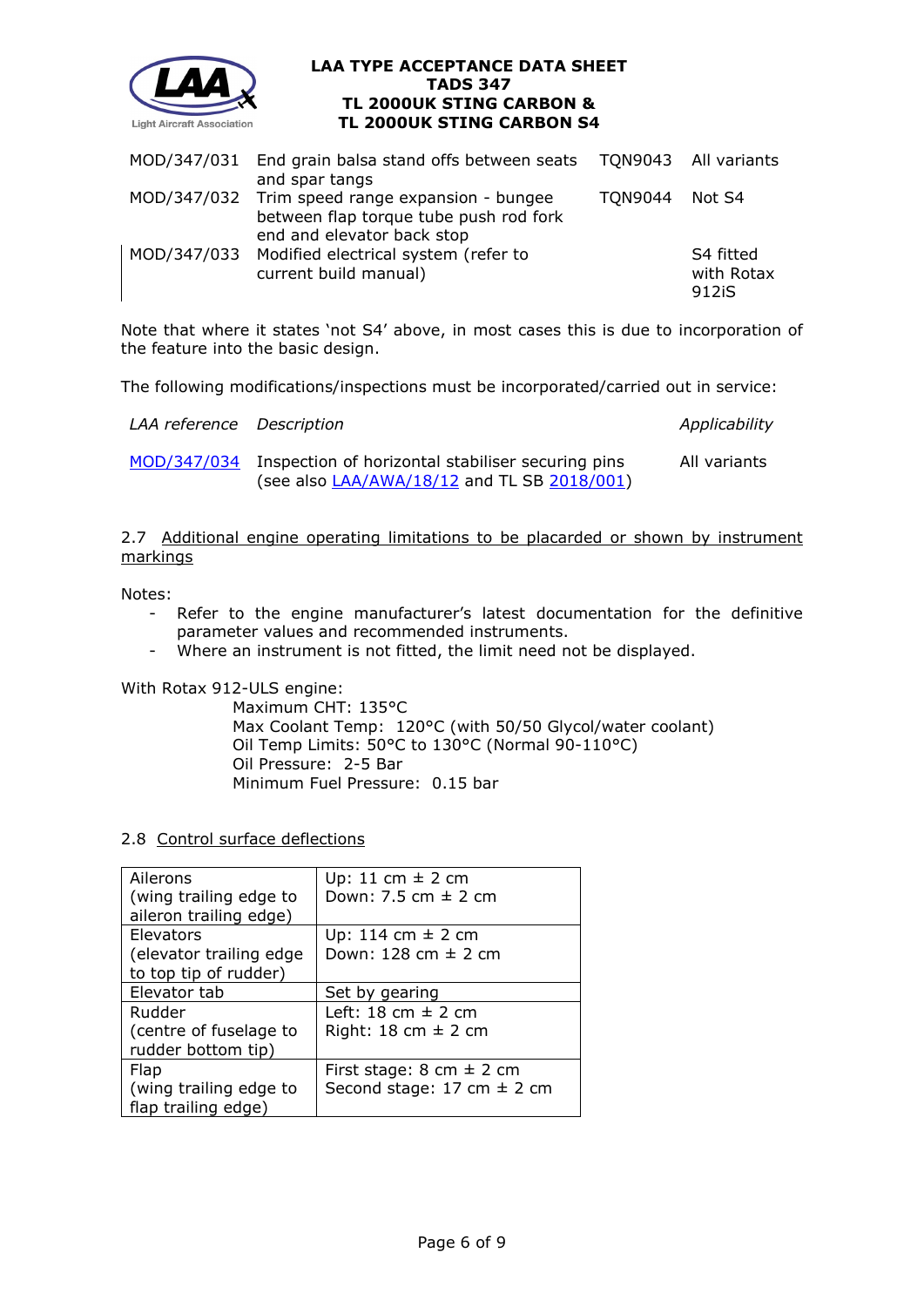| | | | |
|---|---|---|---|
| MOD/347/031 | End grain balsa stand offs between seats and spar tangs | TQN9043 | All variants |
| MOD/347/032 | Trim speed range expansion - bungee between flap torque tube push rod fork end and elevator back stop | TQN9044 | Not S4 |
| MOD/347/033 | Modified electrical system (refer to current build manual) | | S4 fitted with Rotax 912iS |

Note that where it states 'not S4' above, in most cases this is due to incorporation of the feature into the basic design.

The following modifications/inspections must be incorporated/carried out in service:

| *LAA reference* | *Description* | *Applicability* |
|---|---|---|
| MOD/347/034 | Inspection of horizontal stabiliser securing pins (see also LAA/AWA/18/12 and TL SB 2018/001) | All variants |

2.7 Additional engine operating limitations to be placarded or shown by instrument markings

Notes:

- Refer to the engine manufacturer's latest documentation for the definitive parameter values and recommended instruments.
- Where an instrument is not fitted, the limit need not be displayed.

With Rotax 912-ULS engine:

Maximum CHT: 135°C
Max Coolant Temp: 120°C (with 50/50 Glycol/water coolant)
Oil Temp Limits: 50°C to 130°C (Normal 90-110°C)
Oil Pressure: 2-5 Bar
Minimum Fuel Pressure: 0.15 bar

2.8 Control surface deflections

| | |
|---|---|
| Ailerons (wing trailing edge to aileron trailing edge) | Up: 11 cm ± 2 cm<br>Down: 7.5 cm ± 2 cm |
| Elevators (elevator trailing edge to top tip of rudder) | Up: 114 cm ± 2 cm<br>Down: 128 cm ± 2 cm |
| Elevator tab | Set by gearing |
| Rudder (centre of fuselage to rudder bottom tip) | Left: 18 cm ± 2 cm<br>Right: 18 cm ± 2 cm |
| Flap (wing trailing edge to flap trailing edge) | First stage: 8 cm ± 2 cm<br>Second stage: 17 cm ± 2 cm |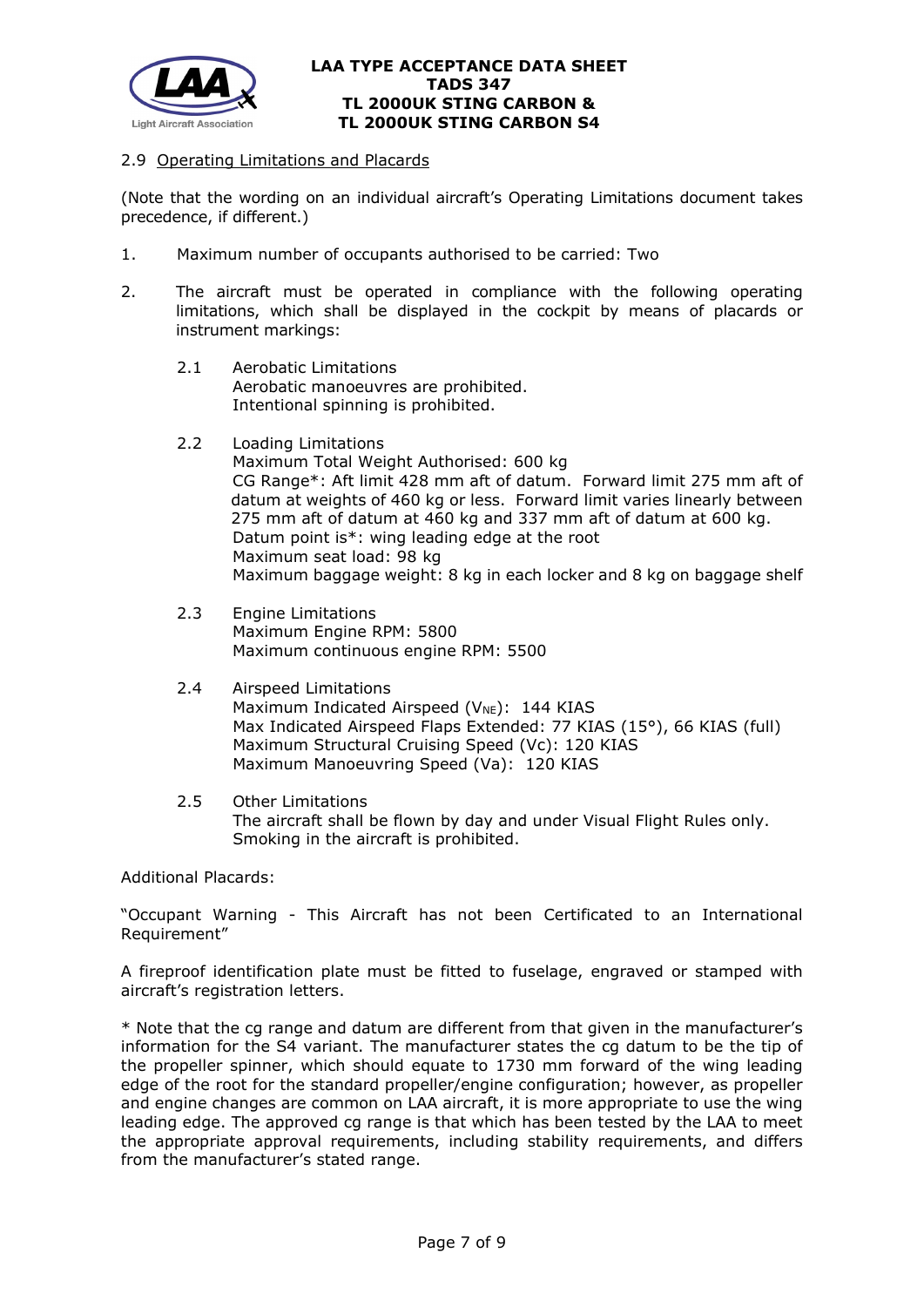## 2.9 Operating Limitations and Placards

(Note that the wording on an individual aircraft's Operating Limitations document takes precedence, if different.)

1. Maximum number of occupants authorised to be carried: Two

2. The aircraft must be operated in compliance with the following operating limitations, which shall be displayed in the cockpit by means of placards or instrument markings:

   2.1 Aerobatic Limitations
   Aerobatic manoeuvres are prohibited.
   Intentional spinning is prohibited.

   2.2 Loading Limitations
   Maximum Total Weight Authorised: 600 kg
   CG Range*: Aft limit 428 mm aft of datum. Forward limit 275 mm aft of datum at weights of 460 kg or less. Forward limit varies linearly between 275 mm aft of datum at 460 kg and 337 mm aft of datum at 600 kg.
   Datum point is*: wing leading edge at the root
   Maximum seat load: 98 kg
   Maximum baggage weight: 8 kg in each locker and 8 kg on baggage shelf

   2.3 Engine Limitations
   Maximum Engine RPM: 5800
   Maximum continuous engine RPM: 5500

   2.4 Airspeed Limitations
   Maximum Indicated Airspeed ($V_{NE}$): 144 KIAS
   Max Indicated Airspeed Flaps Extended: 77 KIAS (15°), 66 KIAS (full)
   Maximum Structural Cruising Speed (Vc): 120 KIAS
   Maximum Manoeuvring Speed (Va): 120 KIAS

   2.5 Other Limitations
   The aircraft shall be flown by day and under Visual Flight Rules only.
   Smoking in the aircraft is prohibited.

Additional Placards:

"Occupant Warning - This Aircraft has not been Certificated to an International Requirement"

A fireproof identification plate must be fitted to fuselage, engraved or stamped with aircraft's registration letters.

* Note that the cg range and datum are different from that given in the manufacturer's information for the S4 variant. The manufacturer states the cg datum to be the tip of the propeller spinner, which should equate to 1730 mm forward of the wing leading edge of the root for the standard propeller/engine configuration; however, as propeller and engine changes are common on LAA aircraft, it is more appropriate to use the wing leading edge. The approved cg range is that which has been tested by the LAA to meet the appropriate approval requirements, including stability requirements, and differs from the manufacturer's stated range.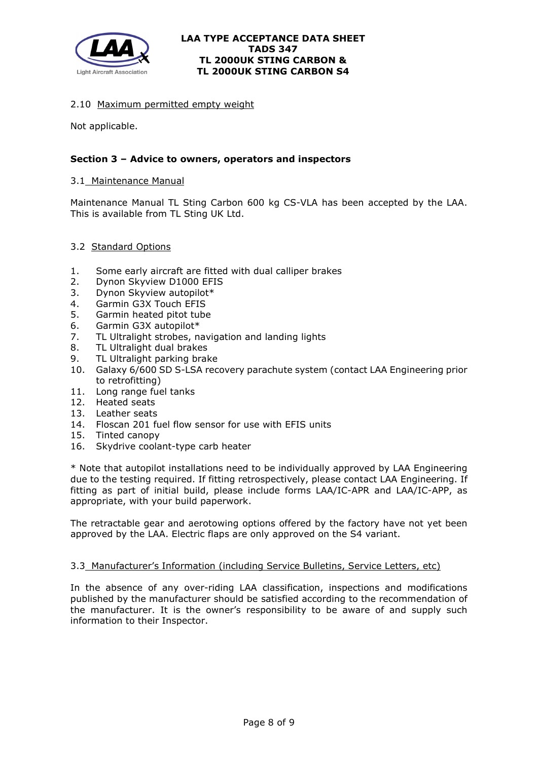2.10 Maximum permitted empty weight

Not applicable.

## Section 3 – Advice to owners, operators and inspectors

3.1 Maintenance Manual

Maintenance Manual TL Sting Carbon 600 kg CS-VLA has been accepted by the LAA. This is available from TL Sting UK Ltd.

3.2 Standard Options

1. Some early aircraft are fitted with dual calliper brakes
2. Dynon Skyview D1000 EFIS
3. Dynon Skyview autopilot*
4. Garmin G3X Touch EFIS
5. Garmin heated pitot tube
6. Garmin G3X autopilot*
7. TL Ultralight strobes, navigation and landing lights
8. TL Ultralight dual brakes
9. TL Ultralight parking brake
10. Galaxy 6/600 SD S-LSA recovery parachute system (contact LAA Engineering prior to retrofitting)
11. Long range fuel tanks
12. Heated seats
13. Leather seats
14. Floscan 201 fuel flow sensor for use with EFIS units
15. Tinted canopy
16. Skydrive coolant-type carb heater

* Note that autopilot installations need to be individually approved by LAA Engineering due to the testing required. If fitting retrospectively, please contact LAA Engineering. If fitting as part of initial build, please include forms LAA/IC-APR and LAA/IC-APP, as appropriate, with your build paperwork.

The retractable gear and aerotowing options offered by the factory have not yet been approved by the LAA. Electric flaps are only approved on the S4 variant.

3.3 Manufacturer's Information (including Service Bulletins, Service Letters, etc)

In the absence of any over-riding LAA classification, inspections and modifications published by the manufacturer should be satisfied according to the recommendation of the manufacturer. It is the owner's responsibility to be aware of and supply such information to their Inspector.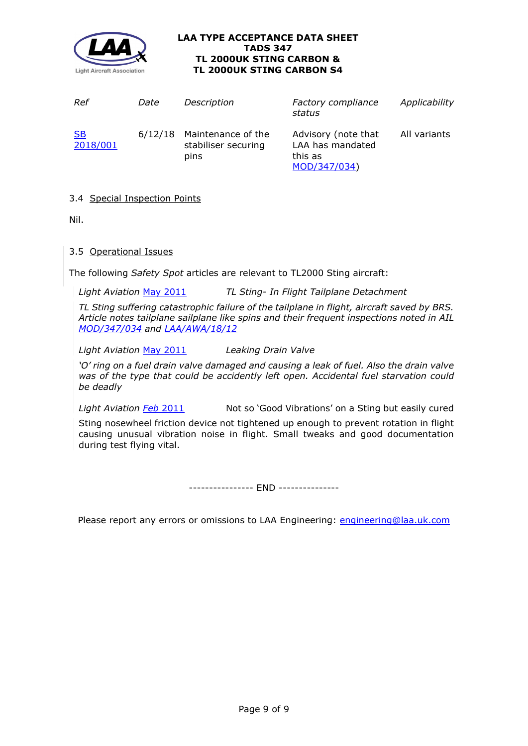| Ref | Date | Description | Factory compliance status | Applicability |
| --- | --- | --- | --- | --- |
| SB 2018/001 | 6/12/18 | Maintenance of the stabiliser securing pins | Advisory (note that LAA has mandated this as MOD/347/034) | All variants |

### 3.4 Special Inspection Points

Nil.

### 3.5 Operational Issues

The following *Safety Spot* articles are relevant to TL2000 Sting aircraft:

*Light Aviation* May 2011 *TL Sting- In Flight Tailplane Detachment*

*TL Sting suffering catastrophic failure of the tailplane in flight, aircraft saved by BRS. Article notes tailplane sailplane like spins and their frequent inspections noted in AIL MOD/347/034 and LAA/AWA/18/12*

*Light Aviation* May 2011 *Leaking Drain Valve*

*'O' ring on a fuel drain valve damaged and causing a leak of fuel. Also the drain valve was of the type that could be accidently left open. Accidental fuel starvation could be deadly*

*Light Aviation* *Feb* 2011 Not so 'Good Vibrations' on a Sting but easily cured

Sting nosewheel friction device not tightened up enough to prevent rotation in flight causing unusual vibration noise in flight. Small tweaks and good documentation during test flying vital.

---------------- END ---------------

Please report any errors or omissions to LAA Engineering: engineering@laa.uk.com